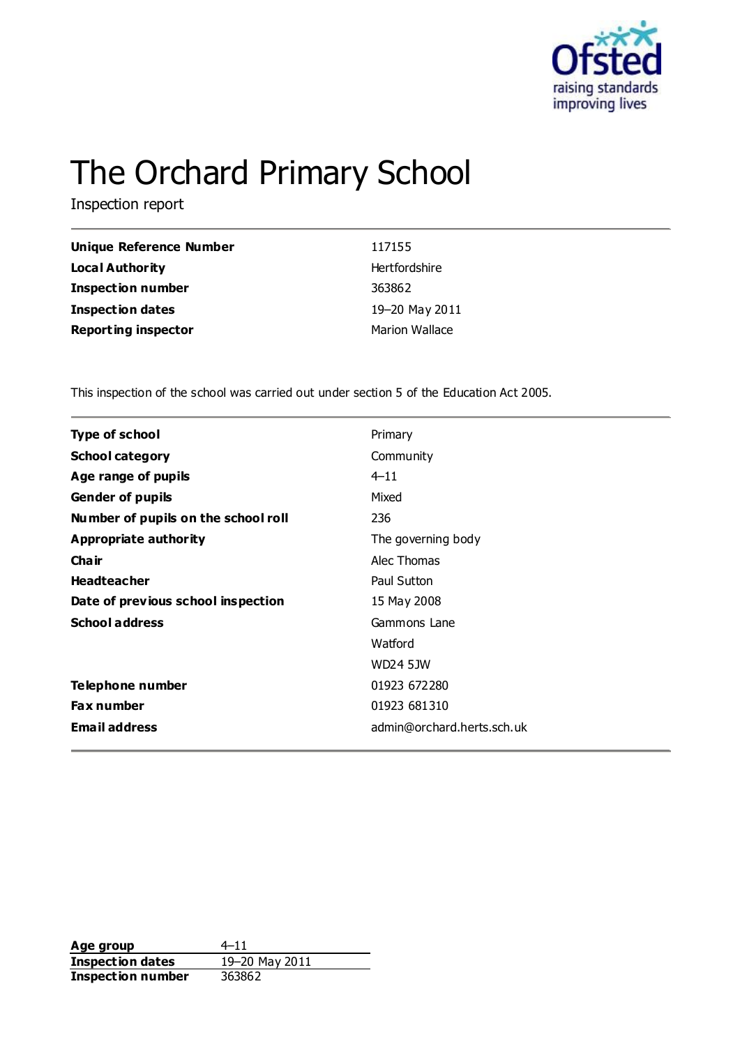# The Orchard Primary School

Inspection report

| | |
|---|---|
| **Unique Reference Number** | 117155 |
| **Local Authority** | Hertfordshire |
| **Inspection number** | 363862 |
| **Inspection dates** | 19–20 May 2011 |
| **Reporting inspector** | Marion Wallace |

This inspection of the school was carried out under section 5 of the Education Act 2005.

| | |
|---|---|
| **Type of school** | Primary |
| **School category** | Community |
| **Age range of pupils** | 4–11 |
| **Gender of pupils** | Mixed |
| **Number of pupils on the school roll** | 236 |
| **Appropriate authority** | The governing body |
| **Chair** | Alec Thomas |
| **Headteacher** | Paul Sutton |
| **Date of previous school inspection** | 15 May 2008 |
| **School address** | Gammons Lane |
| | Watford |
| | WD24 5JW |
| **Telephone number** | 01923 672280 |
| **Fax number** | 01923 681310 |
| **Email address** | admin@orchard.herts.sch.uk |

| | |
|---|---|
| **Age group** | 4–11 |
| **Inspection dates** | 19–20 May 2011 |
| **Inspection number** | 363862 |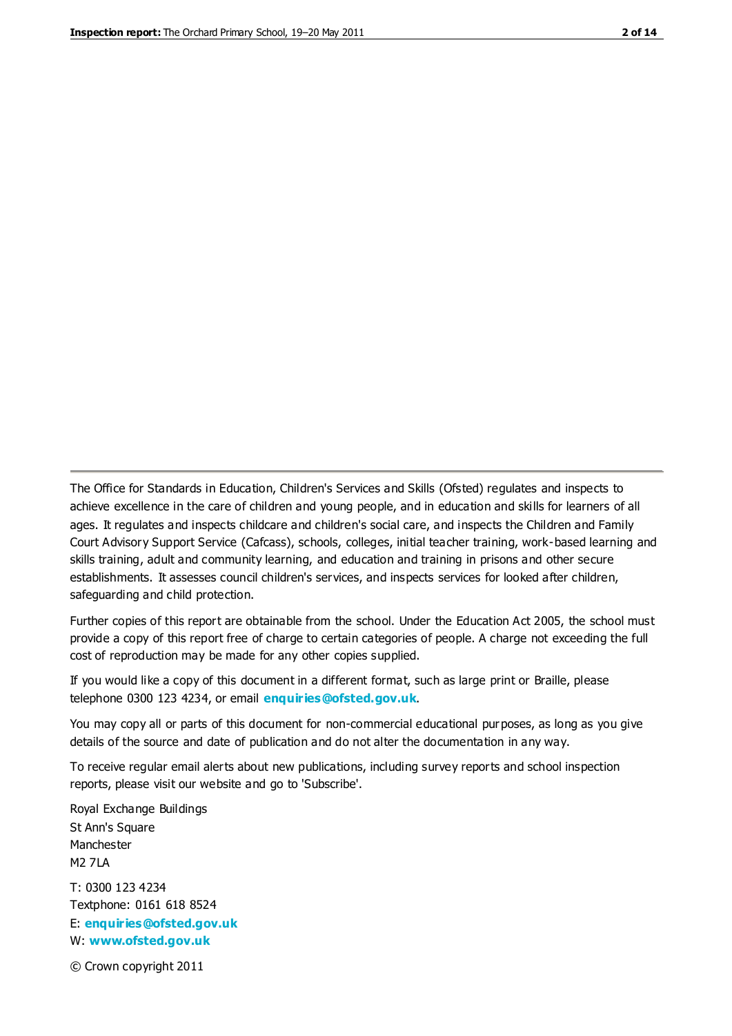The Office for Standards in Education, Children's Services and Skills (Ofsted) regulates and inspects to achieve excellence in the care of children and young people, and in education and skills for learners of all ages. It regulates and inspects childcare and children's social care, and inspects the Children and Family Court Advisory Support Service (Cafcass), schools, colleges, initial teacher training, work-based learning and skills training, adult and community learning, and education and training in prisons and other secure establishments. It assesses council children's services, and inspects services for looked after children, safeguarding and child protection.

Further copies of this report are obtainable from the school. Under the Education Act 2005, the school must provide a copy of this report free of charge to certain categories of people. A charge not exceeding the full cost of reproduction may be made for any other copies supplied.

If you would like a copy of this document in a different format, such as large print or Braille, please telephone 0300 123 4234, or email **enquiries@ofsted.gov.uk**.

You may copy all or parts of this document for non-commercial educational purposes, as long as you give details of the source and date of publication and do not alter the documentation in any way.

To receive regular email alerts about new publications, including survey reports and school inspection reports, please visit our website and go to 'Subscribe'.

Royal Exchange Buildings
St Ann's Square
Manchester
M2 7LA

T: 0300 123 4234
Textphone: 0161 618 8524
E: **enquiries@ofsted.gov.uk**
W: **www.ofsted.gov.uk**

© Crown copyright 2011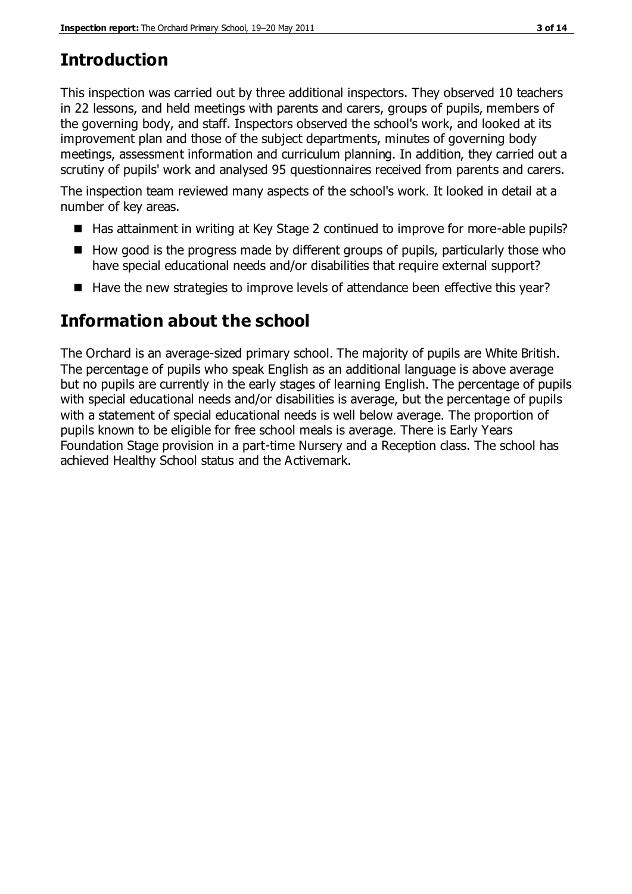## Introduction

This inspection was carried out by three additional inspectors. They observed 10 teachers in 22 lessons, and held meetings with parents and carers, groups of pupils, members of the governing body, and staff. Inspectors observed the school's work, and looked at its improvement plan and those of the subject departments, minutes of governing body meetings, assessment information and curriculum planning. In addition, they carried out a scrutiny of pupils' work and analysed 95 questionnaires received from parents and carers.

The inspection team reviewed many aspects of the school's work. It looked in detail at a number of key areas.

- Has attainment in writing at Key Stage 2 continued to improve for more-able pupils?
- How good is the progress made by different groups of pupils, particularly those who have special educational needs and/or disabilities that require external support?
- Have the new strategies to improve levels of attendance been effective this year?

## Information about the school

The Orchard is an average-sized primary school. The majority of pupils are White British. The percentage of pupils who speak English as an additional language is above average but no pupils are currently in the early stages of learning English. The percentage of pupils with special educational needs and/or disabilities is average, but the percentage of pupils with a statement of special educational needs is well below average. The proportion of pupils known to be eligible for free school meals is average. There is Early Years Foundation Stage provision in a part-time Nursery and a Reception class. The school has achieved Healthy School status and the Activemark.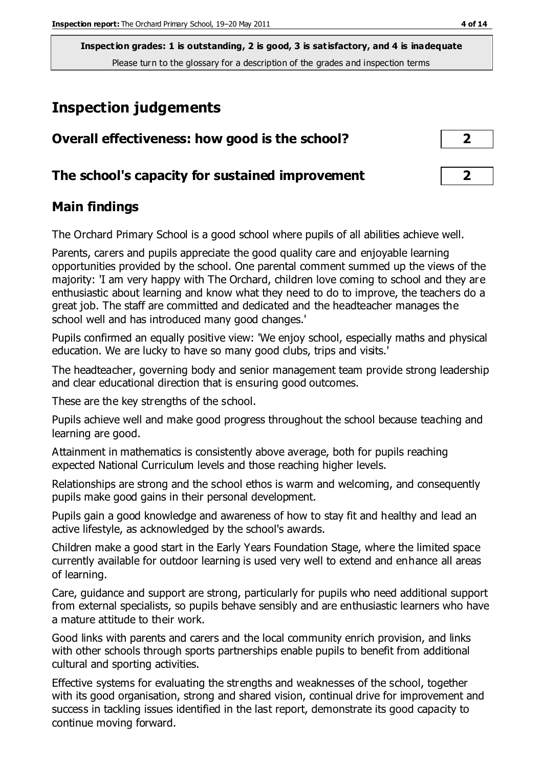**Inspection grades: 1 is outstanding, 2 is good, 3 is satisfactory, and 4 is inadequate**
Please turn to the glossary for a description of the grades and inspection terms

## Inspection judgements

| Overall effectiveness: how good is the school? | 2 |
|---|---|
| **The school's capacity for sustained improvement** | **2** |

## Main findings

The Orchard Primary School is a good school where pupils of all abilities achieve well.

Parents, carers and pupils appreciate the good quality care and enjoyable learning opportunities provided by the school. One parental comment summed up the views of the majority: 'I am very happy with The Orchard, children love coming to school and they are enthusiastic about learning and know what they need to do to improve, the teachers do a great job. The staff are committed and dedicated and the headteacher manages the school well and has introduced many good changes.'

Pupils confirmed an equally positive view: 'We enjoy school, especially maths and physical education. We are lucky to have so many good clubs, trips and visits.'

The headteacher, governing body and senior management team provide strong leadership and clear educational direction that is ensuring good outcomes.

These are the key strengths of the school.

Pupils achieve well and make good progress throughout the school because teaching and learning are good.

Attainment in mathematics is consistently above average, both for pupils reaching expected National Curriculum levels and those reaching higher levels.

Relationships are strong and the school ethos is warm and welcoming, and consequently pupils make good gains in their personal development.

Pupils gain a good knowledge and awareness of how to stay fit and healthy and lead an active lifestyle, as acknowledged by the school's awards.

Children make a good start in the Early Years Foundation Stage, where the limited space currently available for outdoor learning is used very well to extend and enhance all areas of learning.

Care, guidance and support are strong, particularly for pupils who need additional support from external specialists, so pupils behave sensibly and are enthusiastic learners who have a mature attitude to their work.

Good links with parents and carers and the local community enrich provision, and links with other schools through sports partnerships enable pupils to benefit from additional cultural and sporting activities.

Effective systems for evaluating the strengths and weaknesses of the school, together with its good organisation, strong and shared vision, continual drive for improvement and success in tackling issues identified in the last report, demonstrate its good capacity to continue moving forward.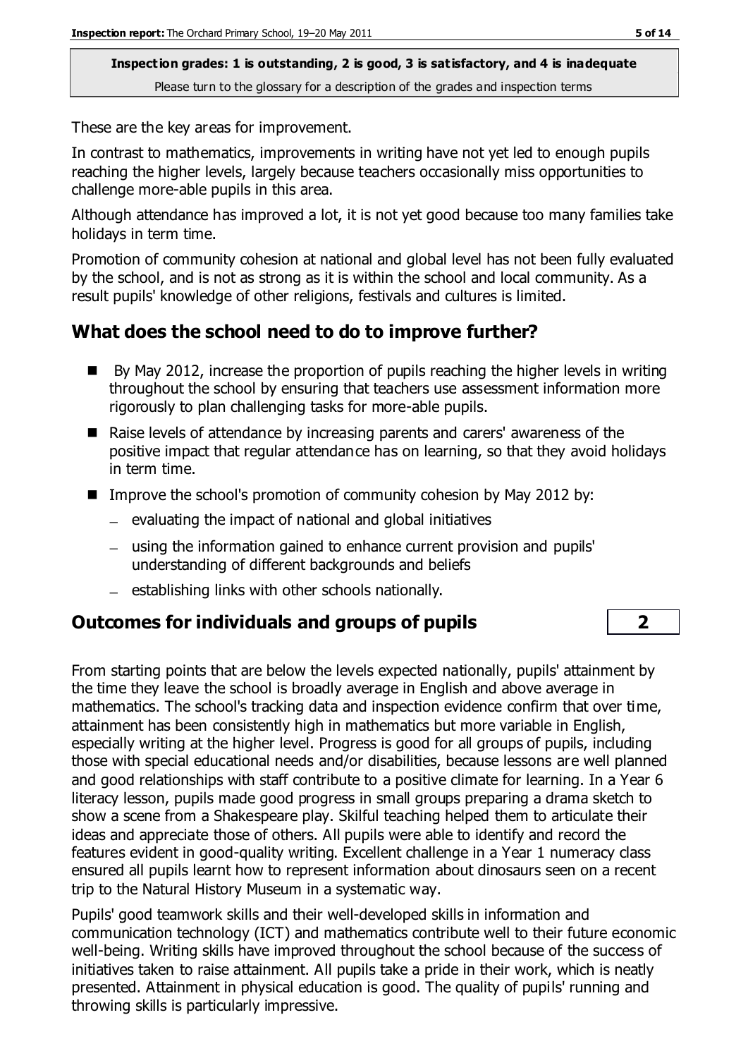These are the key areas for improvement.

In contrast to mathematics, improvements in writing have not yet led to enough pupils reaching the higher levels, largely because teachers occasionally miss opportunities to challenge more-able pupils in this area.

Although attendance has improved a lot, it is not yet good because too many families take holidays in term time.

Promotion of community cohesion at national and global level has not been fully evaluated by the school, and is not as strong as it is within the school and local community. As a result pupils' knowledge of other religions, festivals and cultures is limited.

## What does the school need to do to improve further?

- By May 2012, increase the proportion of pupils reaching the higher levels in writing throughout the school by ensuring that teachers use assessment information more rigorously to plan challenging tasks for more-able pupils.
- Raise levels of attendance by increasing parents and carers' awareness of the positive impact that regular attendance has on learning, so that they avoid holidays in term time.
- Improve the school's promotion of community cohesion by May 2012 by:
  - evaluating the impact of national and global initiatives
  - using the information gained to enhance current provision and pupils' understanding of different backgrounds and beliefs
  - establishing links with other schools nationally.

## Outcomes for individuals and groups of pupils — 2

From starting points that are below the levels expected nationally, pupils' attainment by the time they leave the school is broadly average in English and above average in mathematics. The school's tracking data and inspection evidence confirm that over time, attainment has been consistently high in mathematics but more variable in English, especially writing at the higher level. Progress is good for all groups of pupils, including those with special educational needs and/or disabilities, because lessons are well planned and good relationships with staff contribute to a positive climate for learning. In a Year 6 literacy lesson, pupils made good progress in small groups preparing a drama sketch to show a scene from a Shakespeare play. Skilful teaching helped them to articulate their ideas and appreciate those of others. All pupils were able to identify and record the features evident in good-quality writing. Excellent challenge in a Year 1 numeracy class ensured all pupils learnt how to represent information about dinosaurs seen on a recent trip to the Natural History Museum in a systematic way.

Pupils' good teamwork skills and their well-developed skills in information and communication technology (ICT) and mathematics contribute well to their future economic well-being. Writing skills have improved throughout the school because of the success of initiatives taken to raise attainment. All pupils take a pride in their work, which is neatly presented. Attainment in physical education is good. The quality of pupils' running and throwing skills is particularly impressive.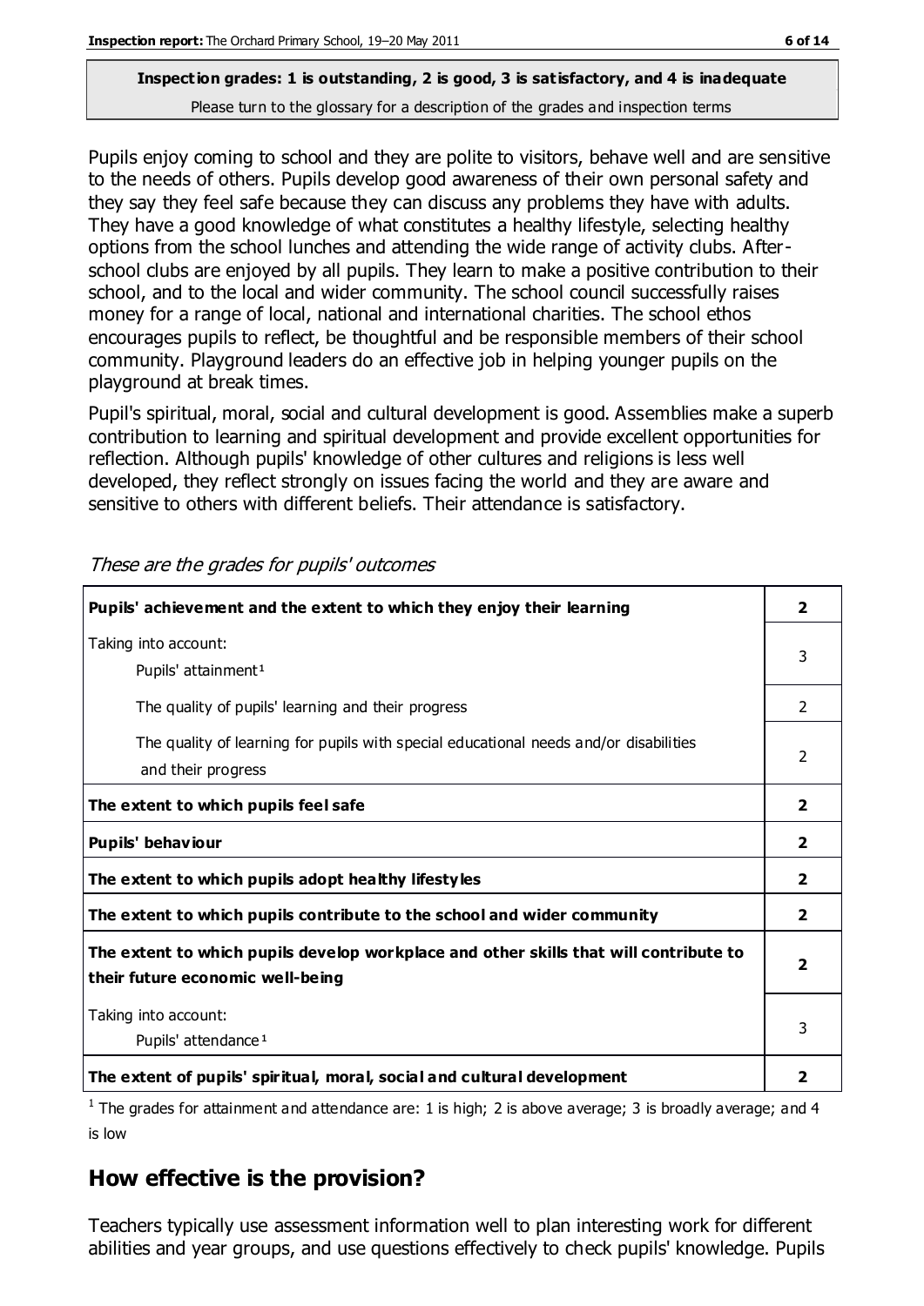**Inspection grades: 1 is outstanding, 2 is good, 3 is satisfactory, and 4 is inadequate**

Please turn to the glossary for a description of the grades and inspection terms

Pupils enjoy coming to school and they are polite to visitors, behave well and are sensitive to the needs of others. Pupils develop good awareness of their own personal safety and they say they feel safe because they can discuss any problems they have with adults. They have a good knowledge of what constitutes a healthy lifestyle, selecting healthy options from the school lunches and attending the wide range of activity clubs. After-school clubs are enjoyed by all pupils. They learn to make a positive contribution to their school, and to the local and wider community. The school council successfully raises money for a range of local, national and international charities. The school ethos encourages pupils to reflect, be thoughtful and be responsible members of their school community. Playground leaders do an effective job in helping younger pupils on the playground at break times.

Pupil's spiritual, moral, social and cultural development is good. Assemblies make a superb contribution to learning and spiritual development and provide excellent opportunities for reflection. Although pupils' knowledge of other cultures and religions is less well developed, they reflect strongly on issues facing the world and they are aware and sensitive to others with different beliefs. Their attendance is satisfactory.

*These are the grades for pupils' outcomes*

| | |
|---|---|
| **Pupils' achievement and the extent to which they enjoy their learning** | **2** |
| Taking into account: Pupils' attainment[1] | 3 |
| The quality of pupils' learning and their progress | 2 |
| The quality of learning for pupils with special educational needs and/or disabilities and their progress | 2 |
| **The extent to which pupils feel safe** | **2** |
| **Pupils' behaviour** | **2** |
| **The extent to which pupils adopt healthy lifestyles** | **2** |
| **The extent to which pupils contribute to the school and wider community** | **2** |
| **The extent to which pupils develop workplace and other skills that will contribute to their future economic well-being** | **2** |
| Taking into account: Pupils' attendance[1] | 3 |
| **The extent of pupils' spiritual, moral, social and cultural development** | **2** |

[1] The grades for attainment and attendance are: 1 is high; 2 is above average; 3 is broadly average; and 4 is low

## How effective is the provision?

Teachers typically use assessment information well to plan interesting work for different abilities and year groups, and use questions effectively to check pupils' knowledge. Pupils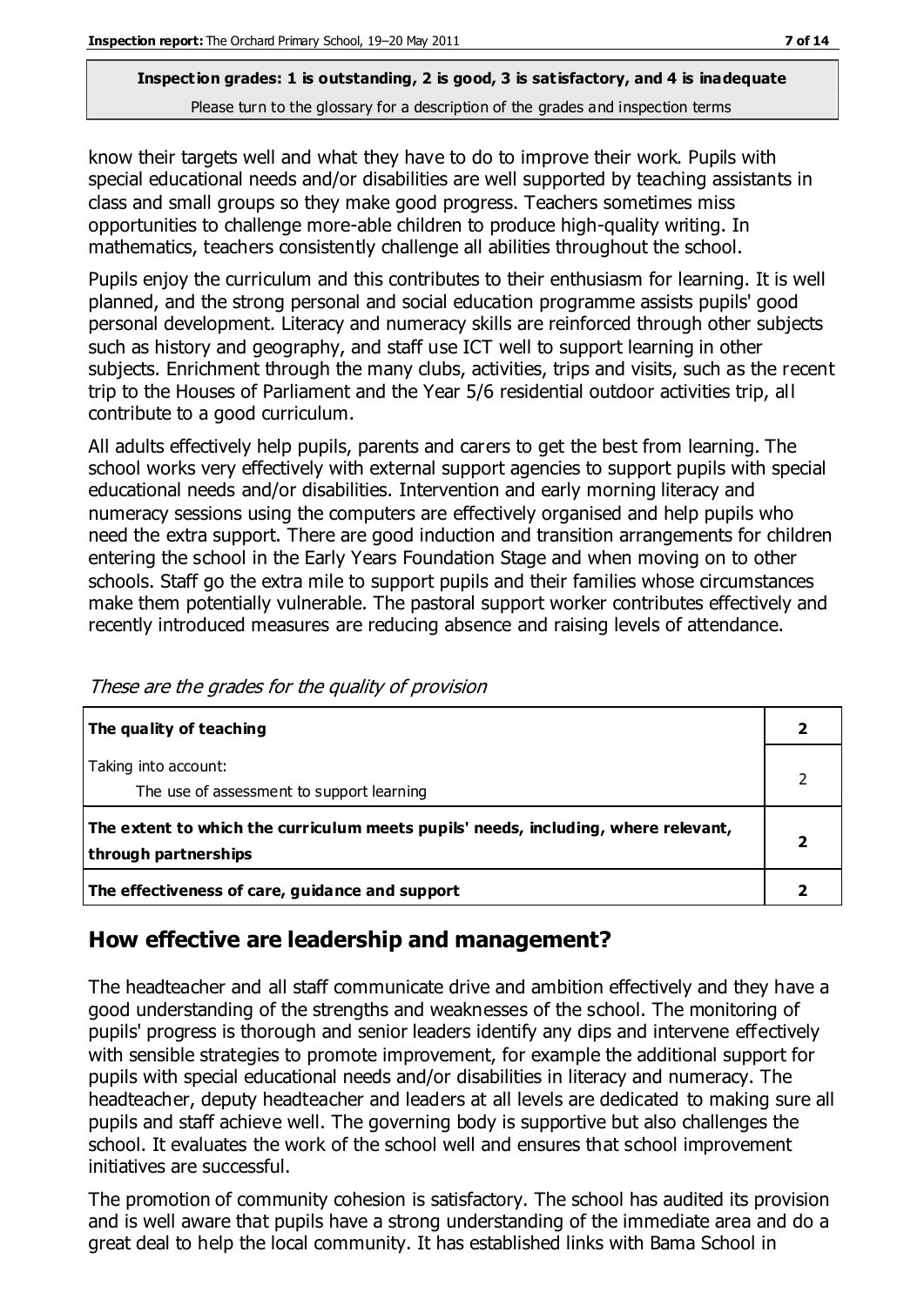know their targets well and what they have to do to improve their work. Pupils with special educational needs and/or disabilities are well supported by teaching assistants in class and small groups so they make good progress. Teachers sometimes miss opportunities to challenge more-able children to produce high-quality writing. In mathematics, teachers consistently challenge all abilities throughout the school.

Pupils enjoy the curriculum and this contributes to their enthusiasm for learning. It is well planned, and the strong personal and social education programme assists pupils' good personal development. Literacy and numeracy skills are reinforced through other subjects such as history and geography, and staff use ICT well to support learning in other subjects. Enrichment through the many clubs, activities, trips and visits, such as the recent trip to the Houses of Parliament and the Year 5/6 residential outdoor activities trip, all contribute to a good curriculum.

All adults effectively help pupils, parents and carers to get the best from learning. The school works very effectively with external support agencies to support pupils with special educational needs and/or disabilities. Intervention and early morning literacy and numeracy sessions using the computers are effectively organised and help pupils who need the extra support. There are good induction and transition arrangements for children entering the school in the Early Years Foundation Stage and when moving on to other schools. Staff go the extra mile to support pupils and their families whose circumstances make them potentially vulnerable. The pastoral support worker contributes effectively and recently introduced measures are reducing absence and raising levels of attendance.

*These are the grades for the quality of provision*

| | |
|---|---|
| **The quality of teaching** | **2** |
| Taking into account:<br>The use of assessment to support learning | 2 |
| **The extent to which the curriculum meets pupils' needs, including, where relevant, through partnerships** | **2** |
| **The effectiveness of care, guidance and support** | **2** |

## How effective are leadership and management?

The headteacher and all staff communicate drive and ambition effectively and they have a good understanding of the strengths and weaknesses of the school. The monitoring of pupils' progress is thorough and senior leaders identify any dips and intervene effectively with sensible strategies to promote improvement, for example the additional support for pupils with special educational needs and/or disabilities in literacy and numeracy. The headteacher, deputy headteacher and leaders at all levels are dedicated to making sure all pupils and staff achieve well. The governing body is supportive but also challenges the school. It evaluates the work of the school well and ensures that school improvement initiatives are successful.

The promotion of community cohesion is satisfactory. The school has audited its provision and is well aware that pupils have a strong understanding of the immediate area and do a great deal to help the local community. It has established links with Bama School in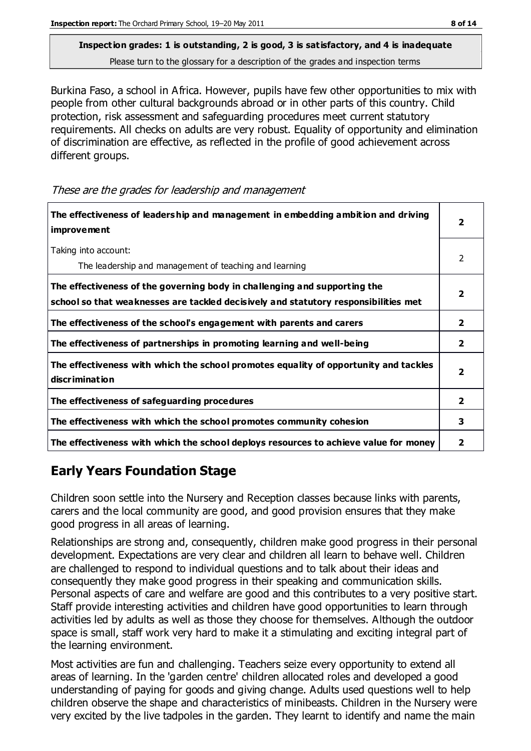**Inspection grades: 1 is outstanding, 2 is good, 3 is satisfactory, and 4 is inadequate**
Please turn to the glossary for a description of the grades and inspection terms

Burkina Faso, a school in Africa. However, pupils have few other opportunities to mix with people from other cultural backgrounds abroad or in other parts of this country. Child protection, risk assessment and safeguarding procedures meet current statutory requirements. All checks on adults are very robust. Equality of opportunity and elimination of discrimination are effective, as reflected in the profile of good achievement across different groups.

*These are the grades for leadership and management*

| | |
|---|---|
| **The effectiveness of leadership and management in embedding ambition and driving improvement** | **2** |
| Taking into account: The leadership and management of teaching and learning | 2 |
| **The effectiveness of the governing body in challenging and supporting the school so that weaknesses are tackled decisively and statutory responsibilities met** | **2** |
| **The effectiveness of the school's engagement with parents and carers** | **2** |
| **The effectiveness of partnerships in promoting learning and well-being** | **2** |
| **The effectiveness with which the school promotes equality of opportunity and tackles discrimination** | **2** |
| **The effectiveness of safeguarding procedures** | **2** |
| **The effectiveness with which the school promotes community cohesion** | **3** |
| **The effectiveness with which the school deploys resources to achieve value for money** | **2** |

## Early Years Foundation Stage

Children soon settle into the Nursery and Reception classes because links with parents, carers and the local community are good, and good provision ensures that they make good progress in all areas of learning.

Relationships are strong and, consequently, children make good progress in their personal development. Expectations are very clear and children all learn to behave well. Children are challenged to respond to individual questions and to talk about their ideas and consequently they make good progress in their speaking and communication skills. Personal aspects of care and welfare are good and this contributes to a very positive start. Staff provide interesting activities and children have good opportunities to learn through activities led by adults as well as those they choose for themselves. Although the outdoor space is small, staff work very hard to make it a stimulating and exciting integral part of the learning environment.

Most activities are fun and challenging. Teachers seize every opportunity to extend all areas of learning. In the 'garden centre' children allocated roles and developed a good understanding of paying for goods and giving change. Adults used questions well to help children observe the shape and characteristics of minibeasts. Children in the Nursery were very excited by the live tadpoles in the garden. They learnt to identify and name the main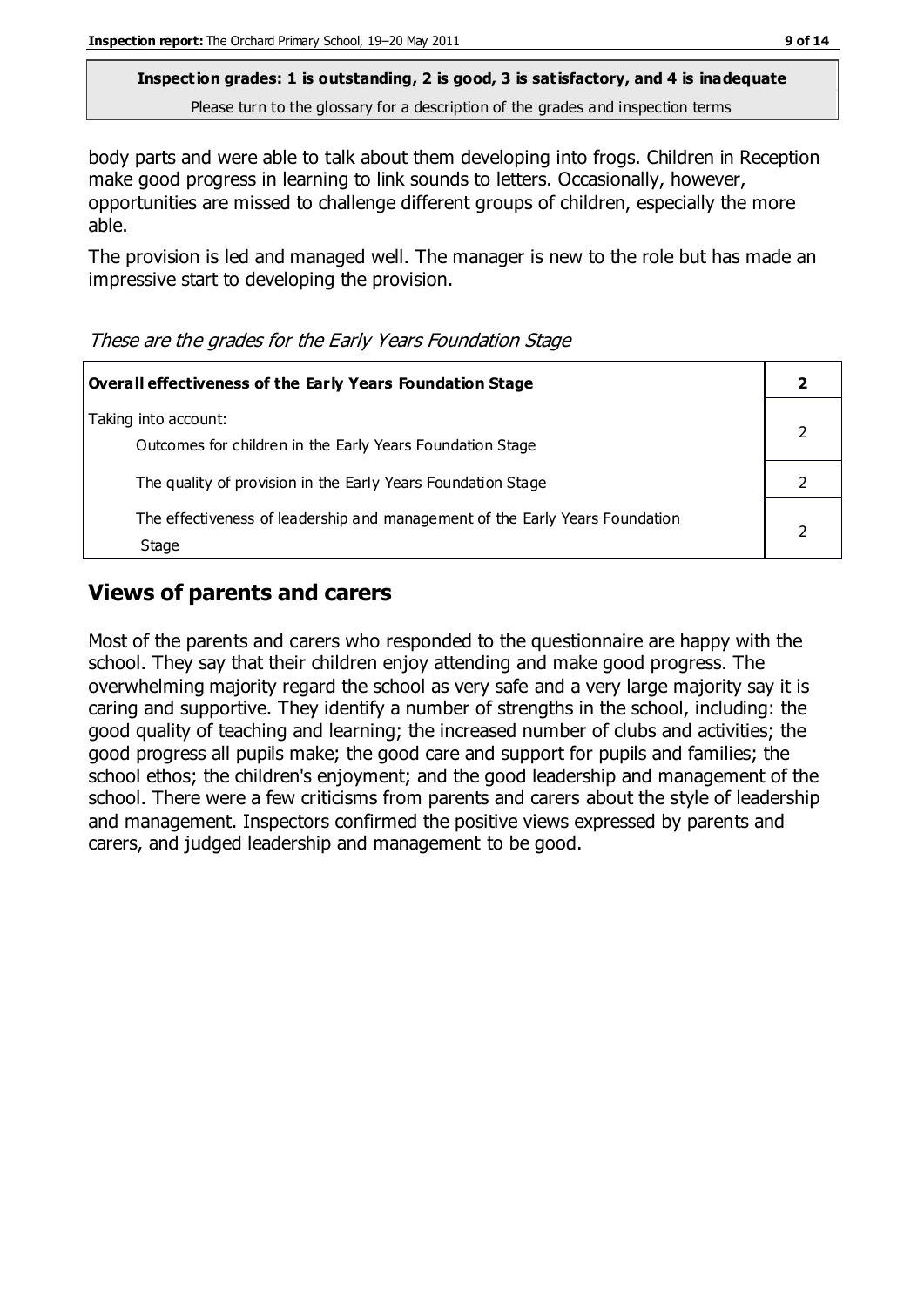**Inspection grades: 1 is outstanding, 2 is good, 3 is satisfactory, and 4 is inadequate**

Please turn to the glossary for a description of the grades and inspection terms

body parts and were able to talk about them developing into frogs. Children in Reception make good progress in learning to link sounds to letters. Occasionally, however, opportunities are missed to challenge different groups of children, especially the more able.

The provision is led and managed well. The manager is new to the role but has made an impressive start to developing the provision.

*These are the grades for the Early Years Foundation Stage*

| **Overall effectiveness of the Early Years Foundation Stage** | **2** |
|---|---|
| Taking into account:<br>Outcomes for children in the Early Years Foundation Stage | 2 |
| The quality of provision in the Early Years Foundation Stage | 2 |
| The effectiveness of leadership and management of the Early Years Foundation Stage | 2 |

## Views of parents and carers

Most of the parents and carers who responded to the questionnaire are happy with the school. They say that their children enjoy attending and make good progress. The overwhelming majority regard the school as very safe and a very large majority say it is caring and supportive. They identify a number of strengths in the school, including: the good quality of teaching and learning; the increased number of clubs and activities; the good progress all pupils make; the good care and support for pupils and families; the school ethos; the children's enjoyment; and the good leadership and management of the school. There were a few criticisms from parents and carers about the style of leadership and management. Inspectors confirmed the positive views expressed by parents and carers, and judged leadership and management to be good.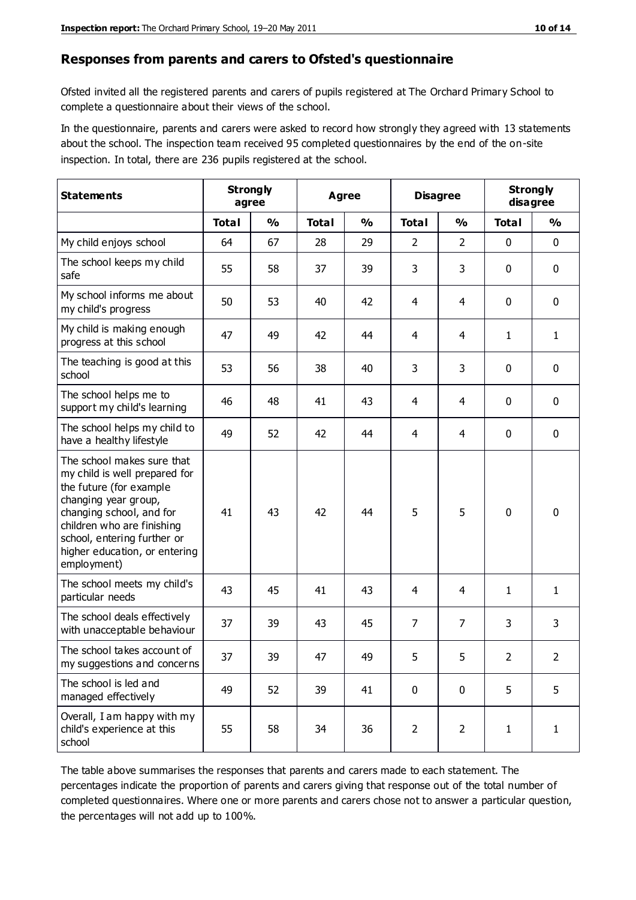## Responses from parents and carers to Ofsted's questionnaire

Ofsted invited all the registered parents and carers of pupils registered at The Orchard Primary School to complete a questionnaire about their views of the school.

In the questionnaire, parents and carers were asked to record how strongly they agreed with 13 statements about the school. The inspection team received 95 completed questionnaires by the end of the on-site inspection. In total, there are 236 pupils registered at the school.

| Statements | Strongly agree | | Agree | | Disagree | | Strongly disagree | |
|---|---|---|---|---|---|---|---|---|
| | Total | % | Total | % | Total | % | Total | % |
| My child enjoys school | 64 | 67 | 28 | 29 | 2 | 2 | 0 | 0 |
| The school keeps my child safe | 55 | 58 | 37 | 39 | 3 | 3 | 0 | 0 |
| My school informs me about my child's progress | 50 | 53 | 40 | 42 | 4 | 4 | 0 | 0 |
| My child is making enough progress at this school | 47 | 49 | 42 | 44 | 4 | 4 | 1 | 1 |
| The teaching is good at this school | 53 | 56 | 38 | 40 | 3 | 3 | 0 | 0 |
| The school helps me to support my child's learning | 46 | 48 | 41 | 43 | 4 | 4 | 0 | 0 |
| The school helps my child to have a healthy lifestyle | 49 | 52 | 42 | 44 | 4 | 4 | 0 | 0 |
| The school makes sure that my child is well prepared for the future (for example changing year group, changing school, and for children who are finishing school, entering further or higher education, or entering employment) | 41 | 43 | 42 | 44 | 5 | 5 | 0 | 0 |
| The school meets my child's particular needs | 43 | 45 | 41 | 43 | 4 | 4 | 1 | 1 |
| The school deals effectively with unacceptable behaviour | 37 | 39 | 43 | 45 | 7 | 7 | 3 | 3 |
| The school takes account of my suggestions and concerns | 37 | 39 | 47 | 49 | 5 | 5 | 2 | 2 |
| The school is led and managed effectively | 49 | 52 | 39 | 41 | 0 | 0 | 5 | 5 |
| Overall, I am happy with my child's experience at this school | 55 | 58 | 34 | 36 | 2 | 2 | 1 | 1 |

The table above summarises the responses that parents and carers made to each statement. The percentages indicate the proportion of parents and carers giving that response out of the total number of completed questionnaires. Where one or more parents and carers chose not to answer a particular question, the percentages will not add up to 100%.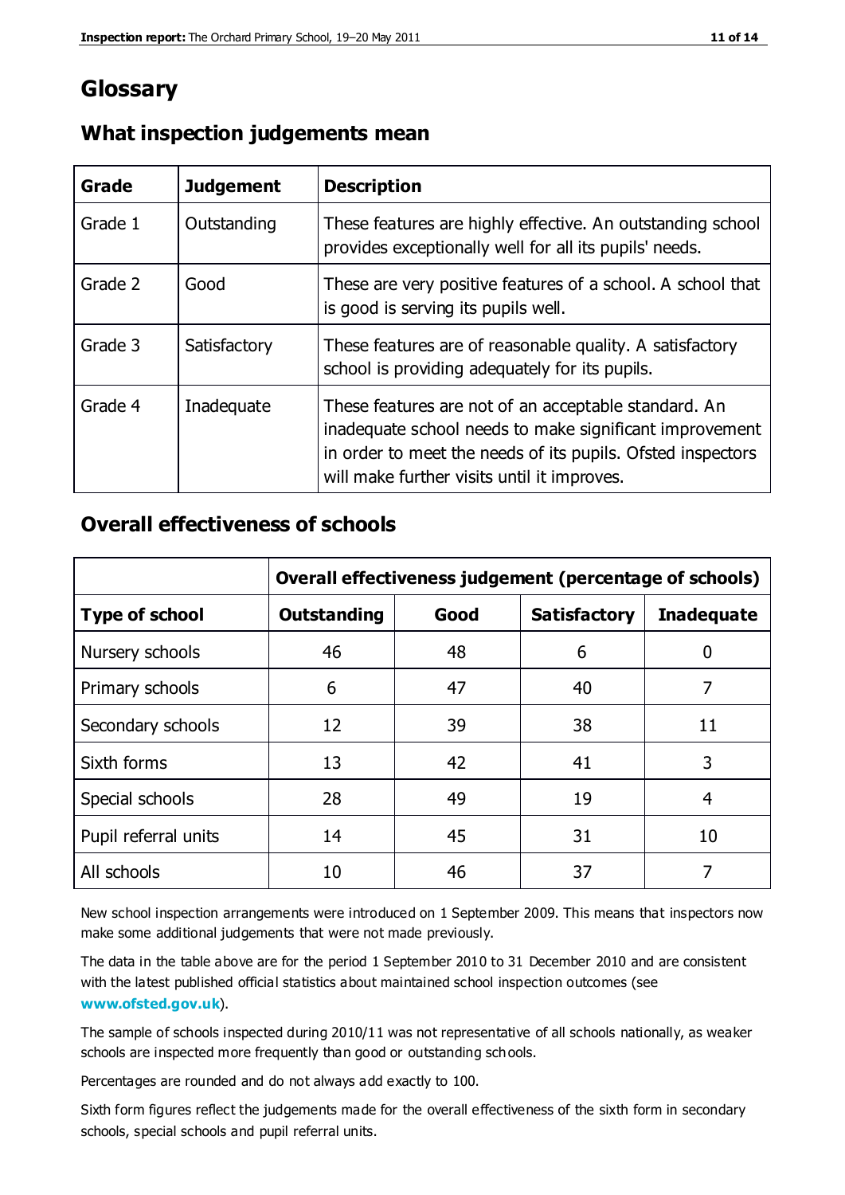# Glossary

## What inspection judgements mean

| Grade | Judgement | Description |
|---|---|---|
| Grade 1 | Outstanding | These features are highly effective. An outstanding school provides exceptionally well for all its pupils' needs. |
| Grade 2 | Good | These are very positive features of a school. A school that is good is serving its pupils well. |
| Grade 3 | Satisfactory | These features are of reasonable quality. A satisfactory school is providing adequately for its pupils. |
| Grade 4 | Inadequate | These features are not of an acceptable standard. An inadequate school needs to make significant improvement in order to meet the needs of its pupils. Ofsted inspectors will make further visits until it improves. |

## Overall effectiveness of schools

| | Overall effectiveness judgement (percentage of schools) | | | |
|---|---|---|---|---|
| **Type of school** | **Outstanding** | **Good** | **Satisfactory** | **Inadequate** |
| Nursery schools | 46 | 48 | 6 | 0 |
| Primary schools | 6 | 47 | 40 | 7 |
| Secondary schools | 12 | 39 | 38 | 11 |
| Sixth forms | 13 | 42 | 41 | 3 |
| Special schools | 28 | 49 | 19 | 4 |
| Pupil referral units | 14 | 45 | 31 | 10 |
| All schools | 10 | 46 | 37 | 7 |

New school inspection arrangements were introduced on 1 September 2009. This means that inspectors now make some additional judgements that were not made previously.

The data in the table above are for the period 1 September 2010 to 31 December 2010 and are consistent with the latest published official statistics about maintained school inspection outcomes (see **www.ofsted.gov.uk**).

The sample of schools inspected during 2010/11 was not representative of all schools nationally, as weaker schools are inspected more frequently than good or outstanding schools.

Percentages are rounded and do not always add exactly to 100.

Sixth form figures reflect the judgements made for the overall effectiveness of the sixth form in secondary schools, special schools and pupil referral units.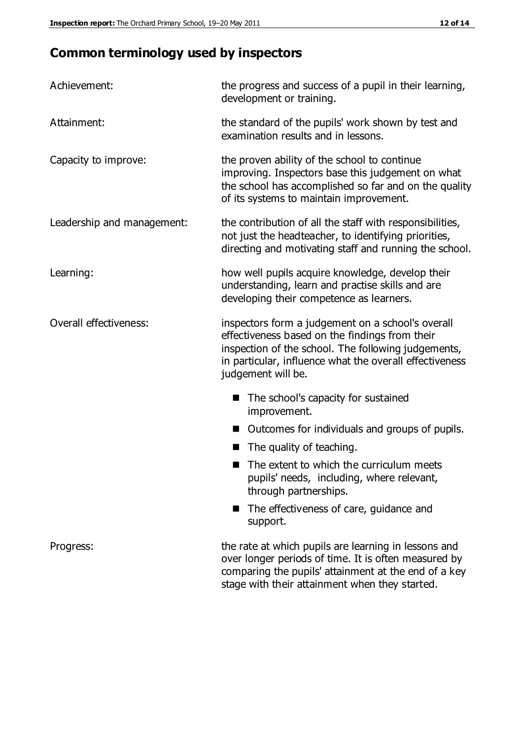## Common terminology used by inspectors

| | |
|---|---|
| Achievement: | the progress and success of a pupil in their learning, development or training. |
| Attainment: | the standard of the pupils' work shown by test and examination results and in lessons. |
| Capacity to improve: | the proven ability of the school to continue improving. Inspectors base this judgement on what the school has accomplished so far and on the quality of its systems to maintain improvement. |
| Leadership and management: | the contribution of all the staff with responsibilities, not just the headteacher, to identifying priorities, directing and motivating staff and running the school. |
| Learning: | how well pupils acquire knowledge, develop their understanding, learn and practise skills and are developing their competence as learners. |
| Overall effectiveness: | inspectors form a judgement on a school's overall effectiveness based on the findings from their inspection of the school. The following judgements, in particular, influence what the overall effectiveness judgement will be. |

- The school's capacity for sustained improvement.
- Outcomes for individuals and groups of pupils.
- The quality of teaching.
- The extent to which the curriculum meets pupils' needs, including, where relevant, through partnerships.
- The effectiveness of care, guidance and support.

| | |
|---|---|
| Progress: | the rate at which pupils are learning in lessons and over longer periods of time. It is often measured by comparing the pupils' attainment at the end of a key stage with their attainment when they started. |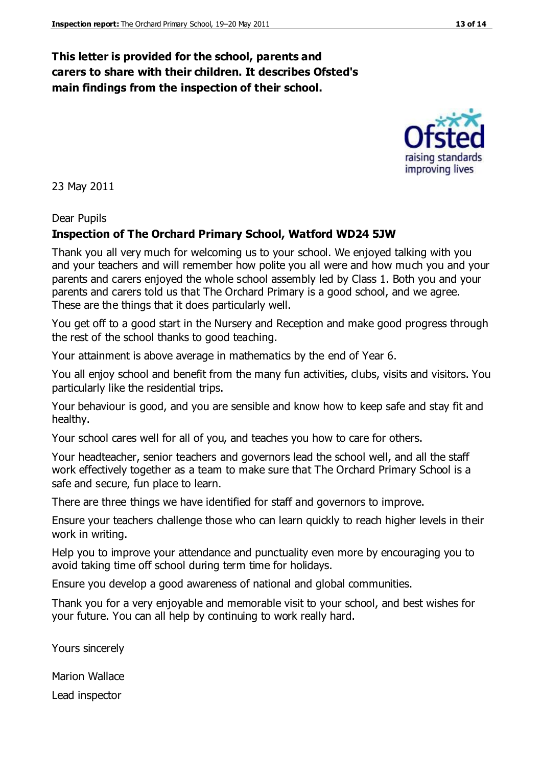**This letter is provided for the school, parents and carers to share with their children. It describes Ofsted's main findings from the inspection of their school.**

23 May 2011

Dear Pupils

**Inspection of The Orchard Primary School, Watford WD24 5JW**

Thank you all very much for welcoming us to your school. We enjoyed talking with you and your teachers and will remember how polite you all were and how much you and your parents and carers enjoyed the whole school assembly led by Class 1. Both you and your parents and carers told us that The Orchard Primary is a good school, and we agree. These are the things that it does particularly well.

You get off to a good start in the Nursery and Reception and make good progress through the rest of the school thanks to good teaching.

Your attainment is above average in mathematics by the end of Year 6.

You all enjoy school and benefit from the many fun activities, clubs, visits and visitors. You particularly like the residential trips.

Your behaviour is good, and you are sensible and know how to keep safe and stay fit and healthy.

Your school cares well for all of you, and teaches you how to care for others.

Your headteacher, senior teachers and governors lead the school well, and all the staff work effectively together as a team to make sure that The Orchard Primary School is a safe and secure, fun place to learn.

There are three things we have identified for staff and governors to improve.

Ensure your teachers challenge those who can learn quickly to reach higher levels in their work in writing.

Help you to improve your attendance and punctuality even more by encouraging you to avoid taking time off school during term time for holidays.

Ensure you develop a good awareness of national and global communities.

Thank you for a very enjoyable and memorable visit to your school, and best wishes for your future. You can all help by continuing to work really hard.

Yours sincerely

Marion Wallace

Lead inspector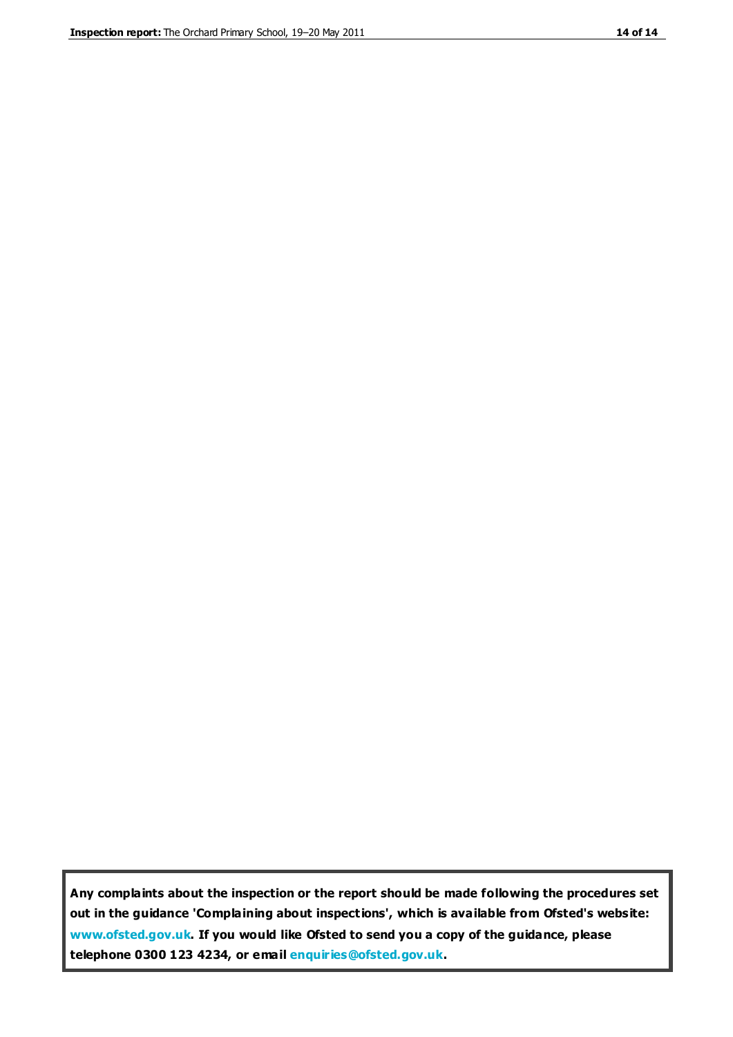**Any complaints about the inspection or the report should be made following the procedures set out in the guidance 'Complaining about inspections', which is available from Ofsted's website: www.ofsted.gov.uk. If you would like Ofsted to send you a copy of the guidance, please telephone 0300 123 4234, or email enquiries@ofsted.gov.uk.**